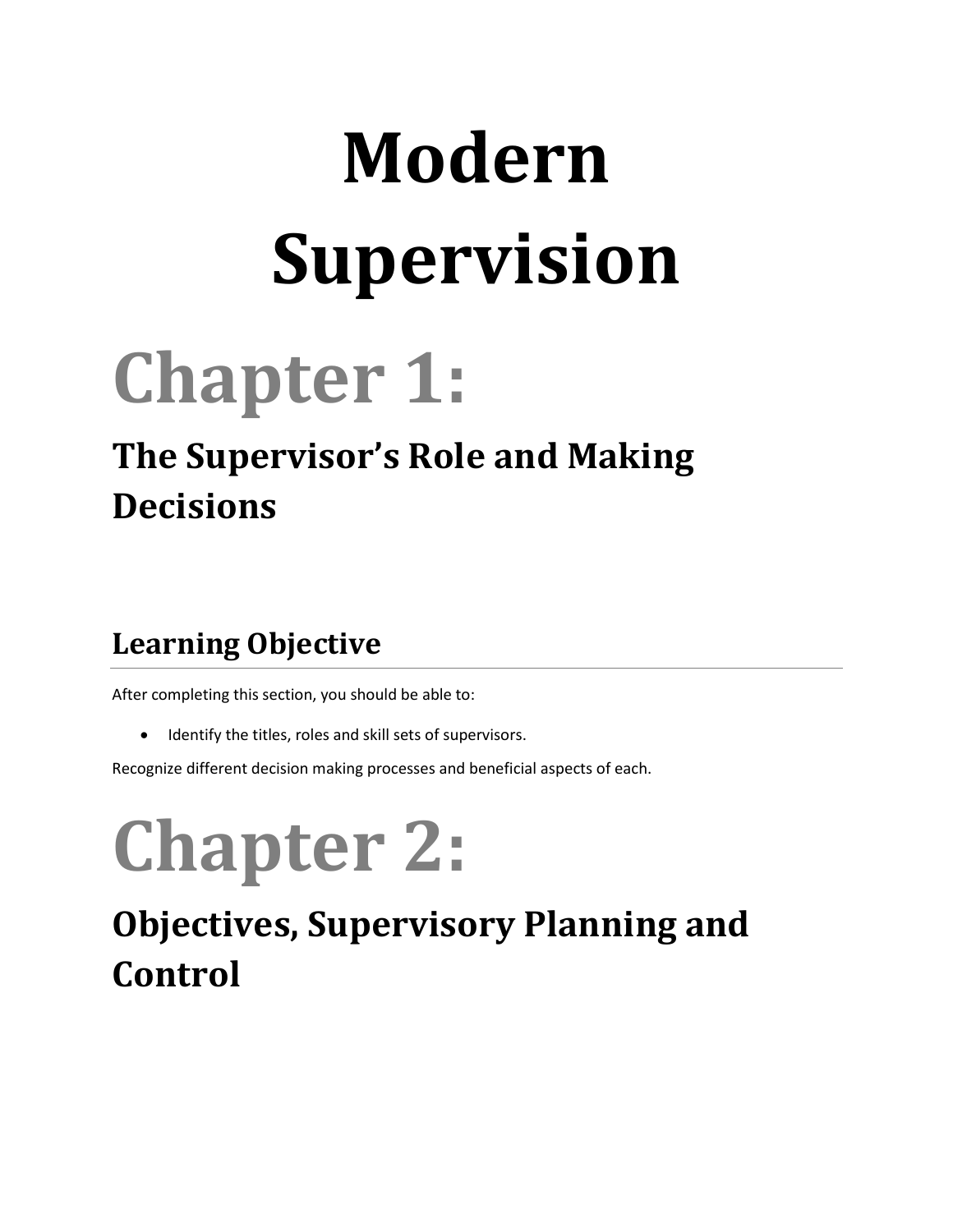# Modern Supervision

# Chapter 1:

## The Supervisor's Role and Making Decisions

### Learning Objective

After completing this section, you should be able to:

- Identify the titles, roles and skill sets of supervisors.

Recognize different decision making processes and beneficial aspects of each.

# Chapter 2:

## Objectives, Supervisory Planning and Control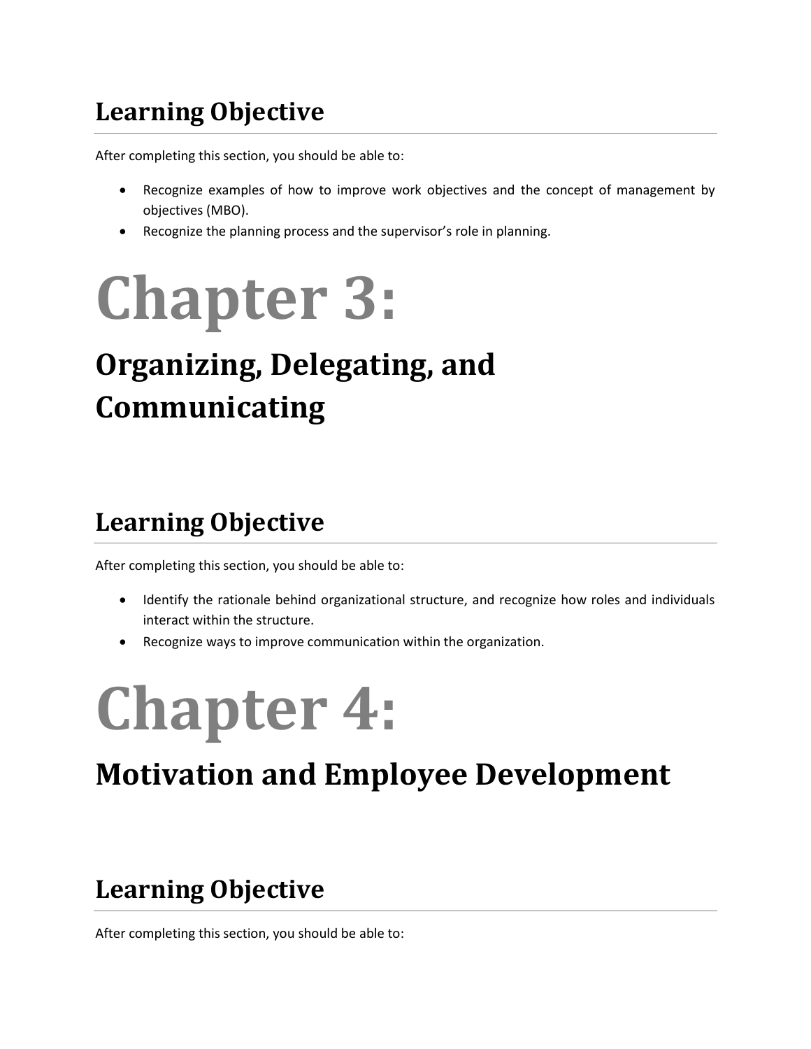## Learning Objective

After completing this section, you should be able to:

- Recognize examples of how to improve work objectives and the concept of management by objectives (MBO).
- Recognize the planning process and the supervisor's role in planning.

# Chapter 3:

## Organizing, Delegating, and Communicating

## Learning Objective

After completing this section, you should be able to:

- Identify the rationale behind organizational structure, and recognize how roles and individuals interact within the structure.
- Recognize ways to improve communication within the organization.

# Chapter 4:

## Motivation and Employee Development

## Learning Objective

After completing this section, you should be able to: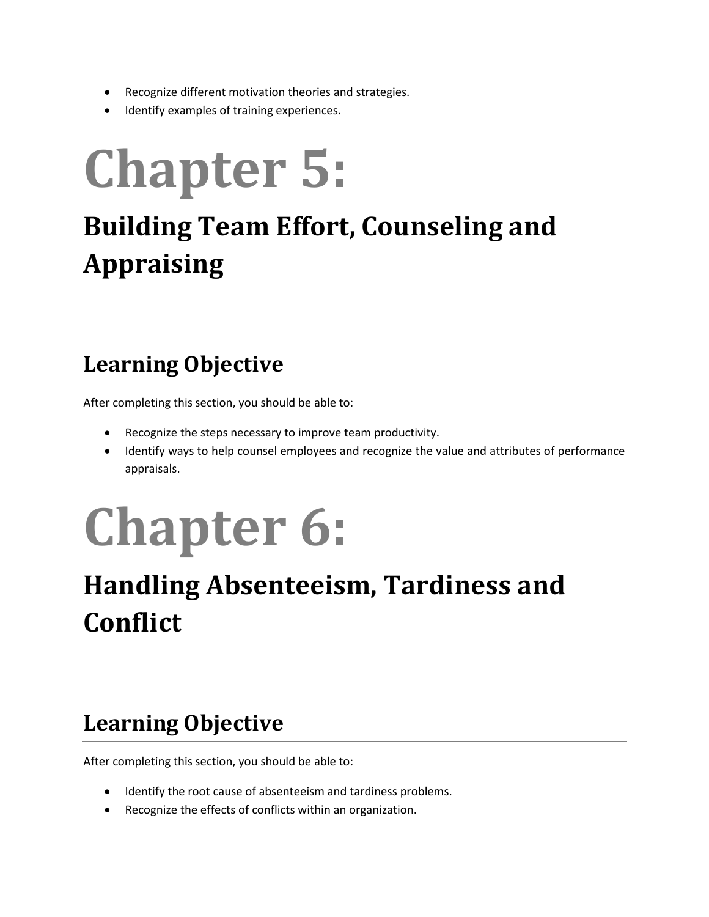- Recognize different motivation theories and strategies.
- Identify examples of training experiences.

# Chapter 5:

## Building Team Effort, Counseling and Appraising

### Learning Objective

After completing this section, you should be able to:

- Recognize the steps necessary to improve team productivity.
- Identify ways to help counsel employees and recognize the value and attributes of performance appraisals.

# Chapter 6:

## Handling Absenteeism, Tardiness and Conflict

### Learning Objective

After completing this section, you should be able to:

- Identify the root cause of absenteeism and tardiness problems.
- Recognize the effects of conflicts within an organization.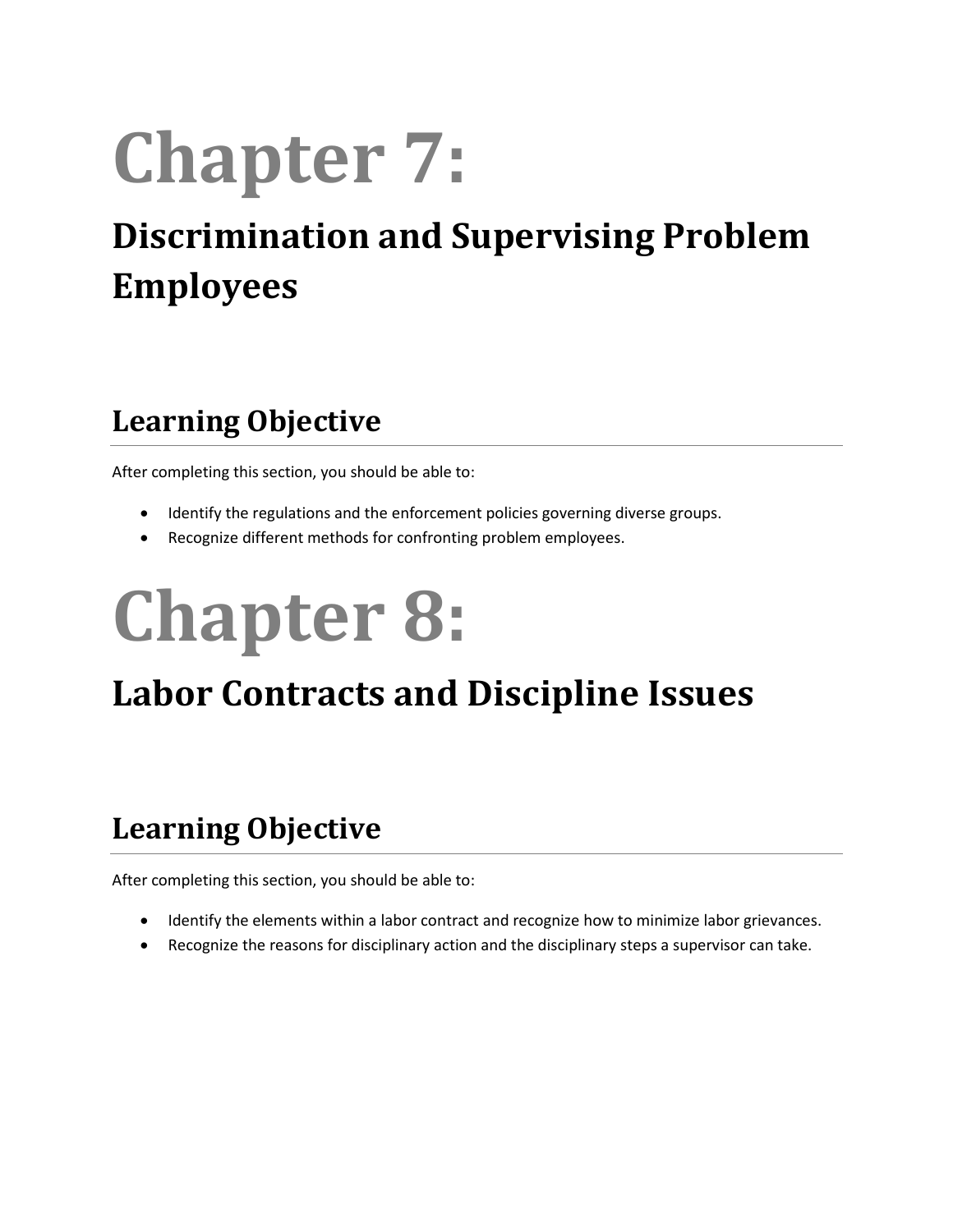# Chapter 7:

## Discrimination and Supervising Problem Employees

## Learning Objective

After completing this section, you should be able to:

- Identify the regulations and the enforcement policies governing diverse groups.
- Recognize different methods for confronting problem employees.

# Chapter 8:

## Labor Contracts and Discipline Issues

## Learning Objective

After completing this section, you should be able to:

- Identify the elements within a labor contract and recognize how to minimize labor grievances.
- Recognize the reasons for disciplinary action and the disciplinary steps a supervisor can take.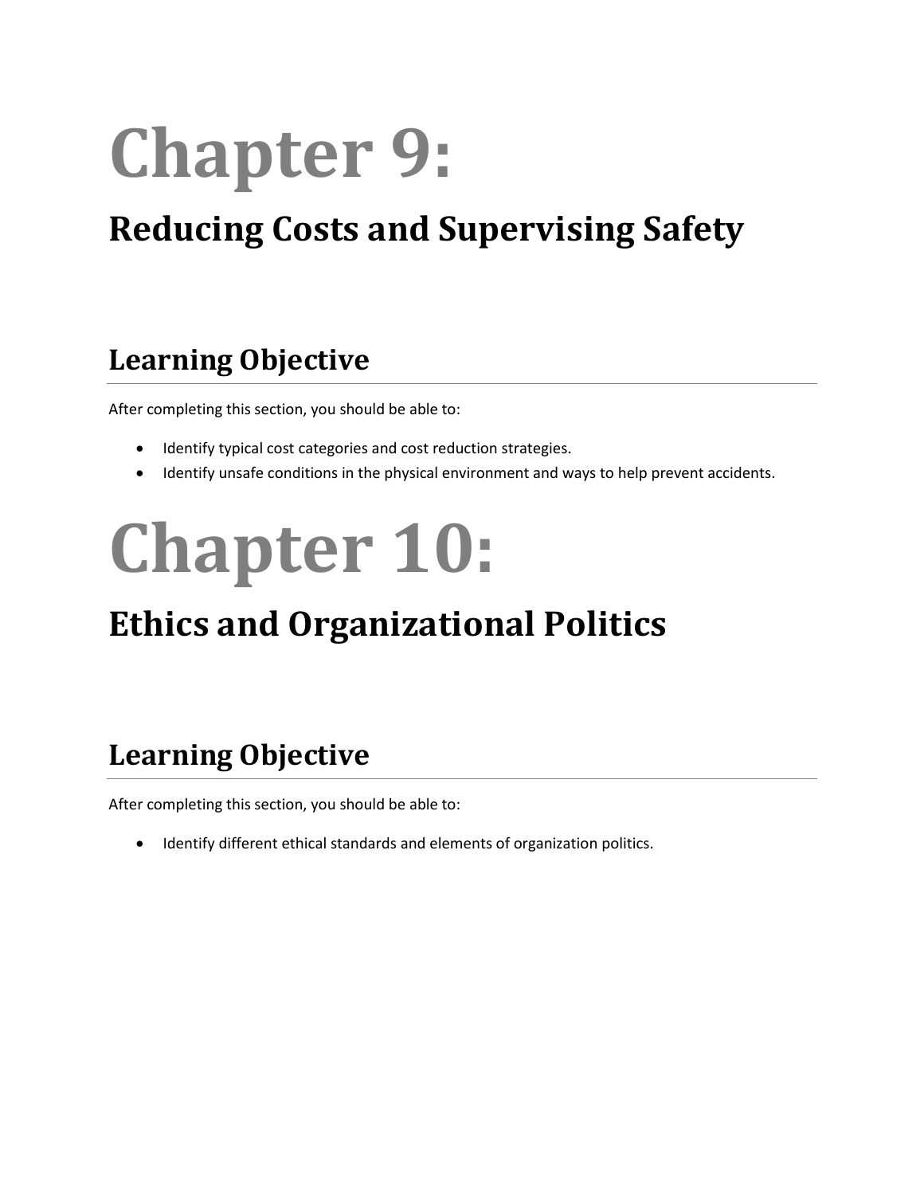# Chapter 9:

## Reducing Costs and Supervising Safety

### Learning Objective

After completing this section, you should be able to:

- Identify typical cost categories and cost reduction strategies.
- Identify unsafe conditions in the physical environment and ways to help prevent accidents.

# Chapter 10:

## Ethics and Organizational Politics

### Learning Objective

After completing this section, you should be able to:

- Identify different ethical standards and elements of organization politics.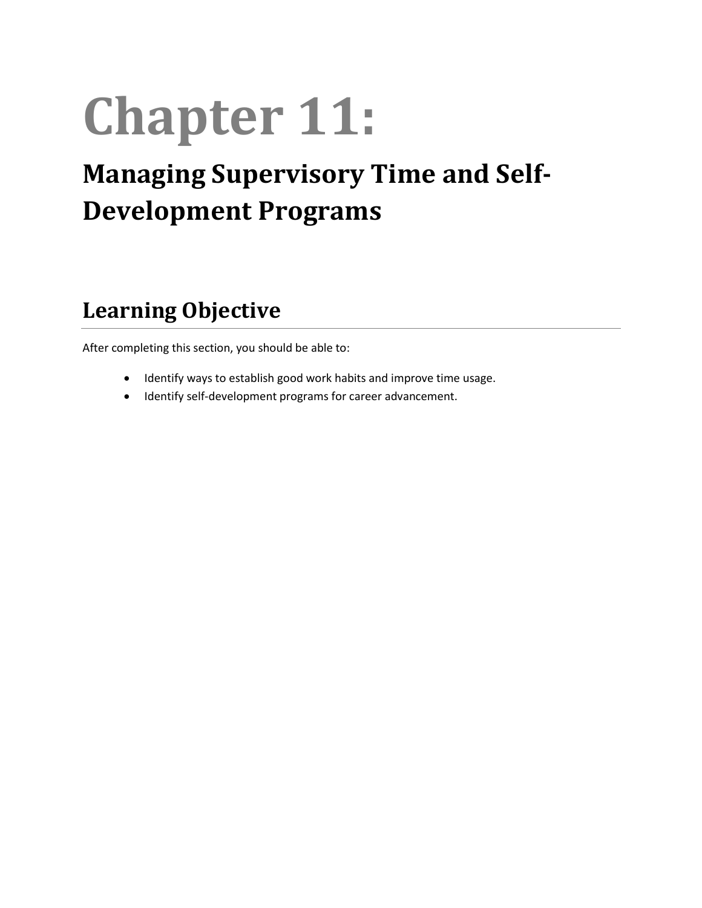# Chapter 11:

## Managing Supervisory Time and Self-Development Programs

## Learning Objective

After completing this section, you should be able to:

- Identify ways to establish good work habits and improve time usage.
- Identify self-development programs for career advancement.